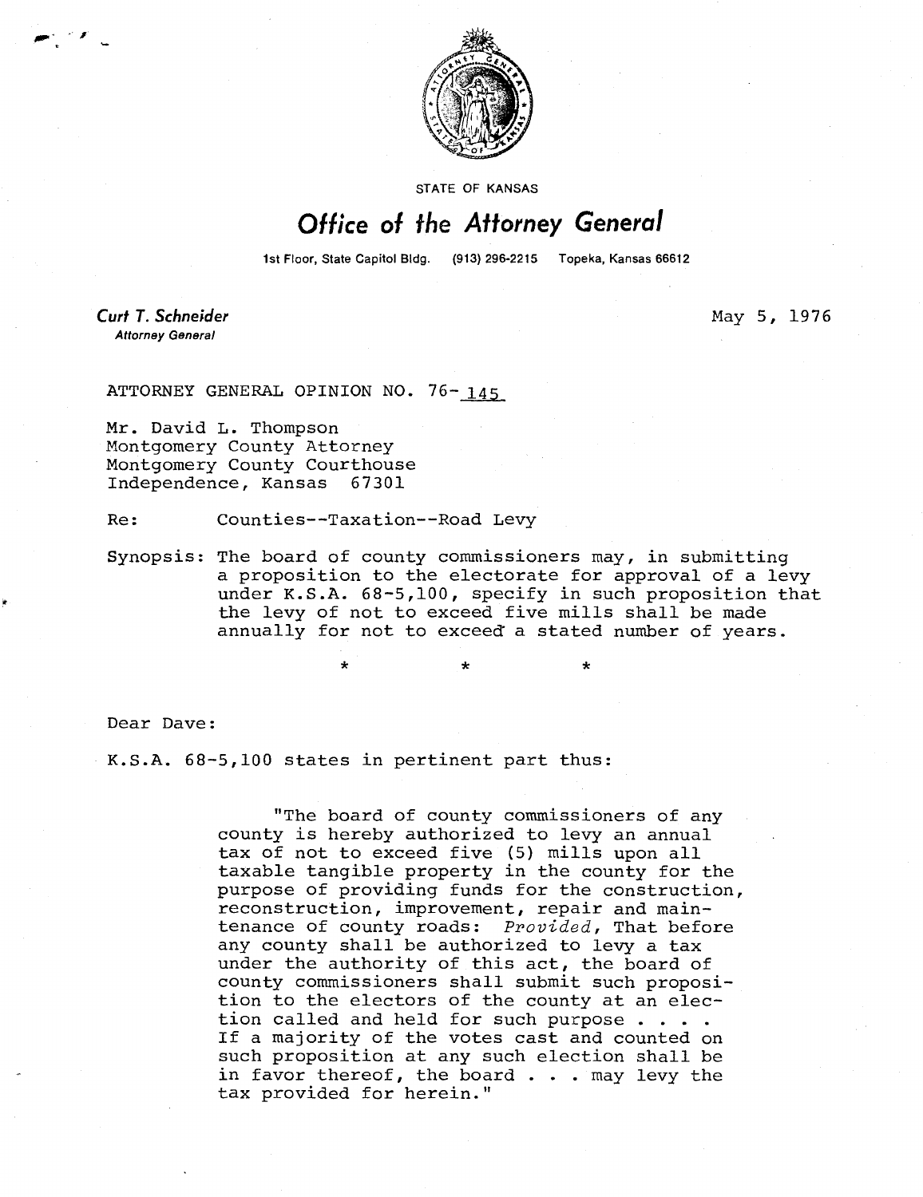STATE OF KANSAS

# Office of the Attorney General

1st Floor, State Capitol Bldg. (913) 296-2215 Topeka, Kansas 66612

**Curt T. Schneider**
*Attorney General*

May 5, 1976

ATTORNEY GENERAL OPINION NO. 76-145

Mr. David L. Thompson
Montgomery County Attorney
Montgomery County Courthouse
Independence, Kansas 67301

Re: Counties--Taxation--Road Levy

Synopsis: The board of county commissioners may, in submitting a proposition to the electorate for approval of a levy under K.S.A. 68-5,100, specify in such proposition that the levy of not to exceed five mills shall be made annually for not to exceed a stated number of years.

\* \* \*

Dear Dave:

K.S.A. 68-5,100 states in pertinent part thus:

> "The board of county commissioners of any county is hereby authorized to levy an annual tax of not to exceed five (5) mills upon all taxable tangible property in the county for the purpose of providing funds for the construction, reconstruction, improvement, repair and maintenance of county roads: *Provided*, That before any county shall be authorized to levy a tax under the authority of this act, the board of county commissioners shall submit such proposition to the electors of the county at an election called and held for such purpose . . . . If a majority of the votes cast and counted on such proposition at any such election shall be in favor thereof, the board . . . may levy the tax provided for herein."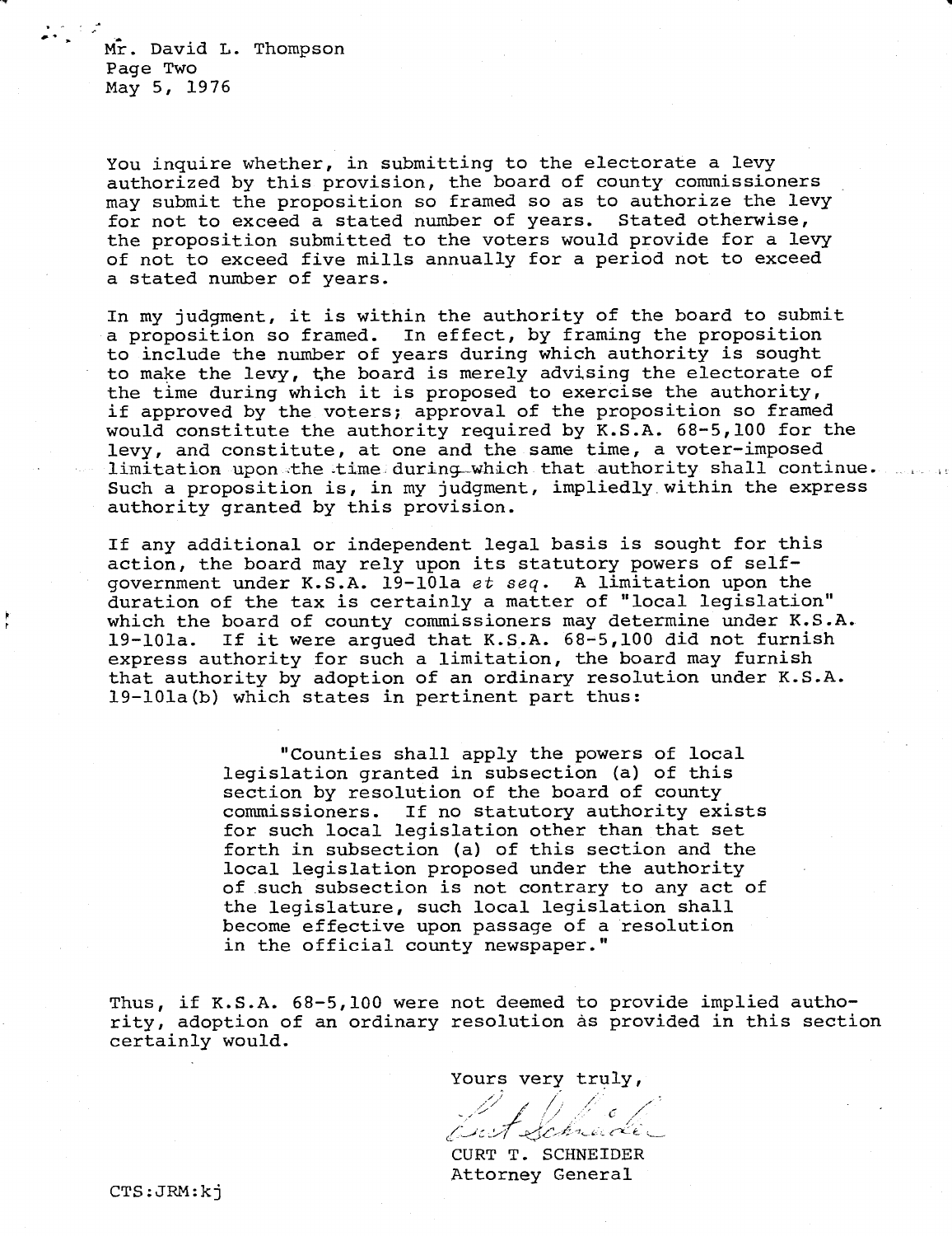Mr. David L. Thompson
Page Two
May 5, 1976

You inquire whether, in submitting to the electorate a levy authorized by this provision, the board of county commissioners may submit the proposition so framed so as to authorize the levy for not to exceed a stated number of years. Stated otherwise, the proposition submitted to the voters would provide for a levy of not to exceed five mills annually for a period not to exceed a stated number of years.

In my judgment, it is within the authority of the board to submit a proposition so framed. In effect, by framing the proposition to include the number of years during which authority is sought to make the levy, the board is merely advising the electorate of the time during which it is proposed to exercise the authority, if approved by the voters; approval of the proposition so framed would constitute the authority required by K.S.A. 68-5,100 for the levy, and constitute, at one and the same time, a voter-imposed limitation upon the time during which that authority shall continue. Such a proposition is, in my judgment, impliedly within the express authority granted by this provision.

If any additional or independent legal basis is sought for this action, the board may rely upon its statutory powers of self-government under K.S.A. 19-101a *et seq.* A limitation upon the duration of the tax is certainly a matter of "local legislation" which the board of county commissioners may determine under K.S.A. 19-101a. If it were argued that K.S.A. 68-5,100 did not furnish express authority for such a limitation, the board may furnish that authority by adoption of an ordinary resolution under K.S.A. 19-101a(b) which states in pertinent part thus:

> "Counties shall apply the powers of local legislation granted in subsection (a) of this section by resolution of the board of county commissioners. If no statutory authority exists for such local legislation other than that set forth in subsection (a) of this section and the local legislation proposed under the authority of such subsection is not contrary to any act of the legislature, such local legislation shall become effective upon passage of a resolution in the official county newspaper."

Thus, if K.S.A. 68-5,100 were not deemed to provide implied authority, adoption of an ordinary resolution as provided in this section certainly would.

Yours very truly,

CURT T. SCHNEIDER
Attorney General

CTS:JRM:kj